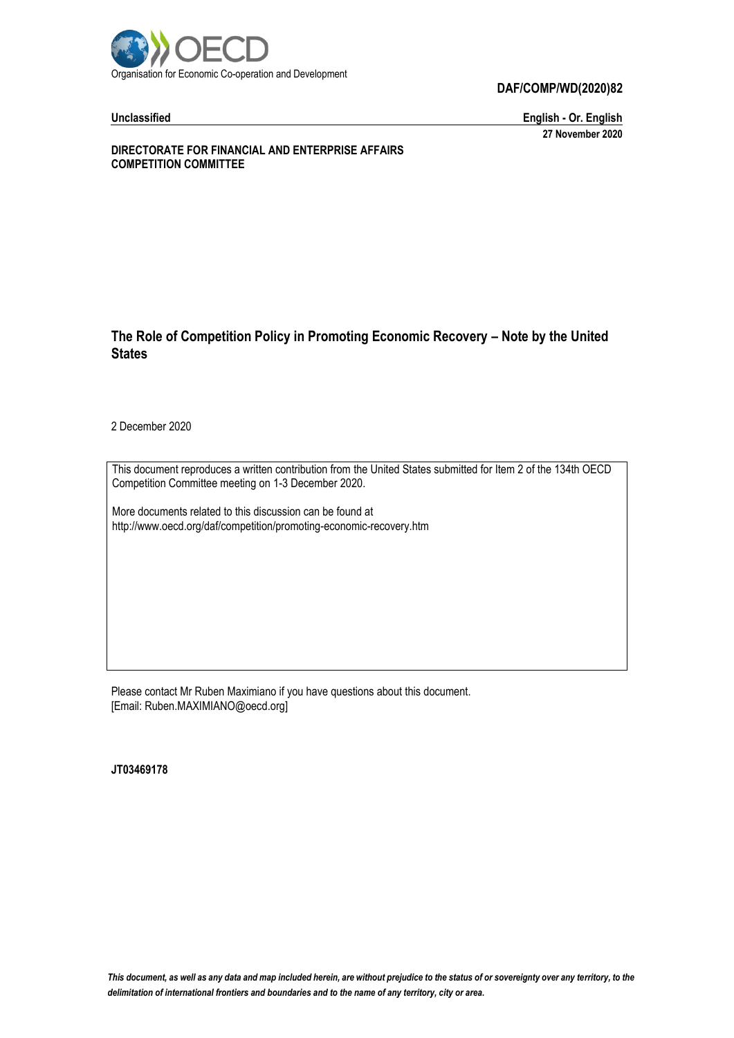Organisation for Economic Co-operation and Development

**DAF/COMP/WD(2020)82**

**Unclassified** **English - Or. English**

**27 November 2020**

**DIRECTORATE FOR FINANCIAL AND ENTERPRISE AFFAIRS**
**COMPETITION COMMITTEE**

# The Role of Competition Policy in Promoting Economic Recovery – Note by the United States

2 December 2020

This document reproduces a written contribution from the United States submitted for Item 2 of the 134th OECD Competition Committee meeting on 1-3 December 2020.

More documents related to this discussion can be found at
http://www.oecd.org/daf/competition/promoting-economic-recovery.htm

Please contact Mr Ruben Maximiano if you have questions about this document.
[Email: Ruben.MAXIMIANO@oecd.org]

**JT03469178**

***This document, as well as any data and map included herein, are without prejudice to the status of or sovereignty over any territory, to the delimitation of international frontiers and boundaries and to the name of any territory, city or area.***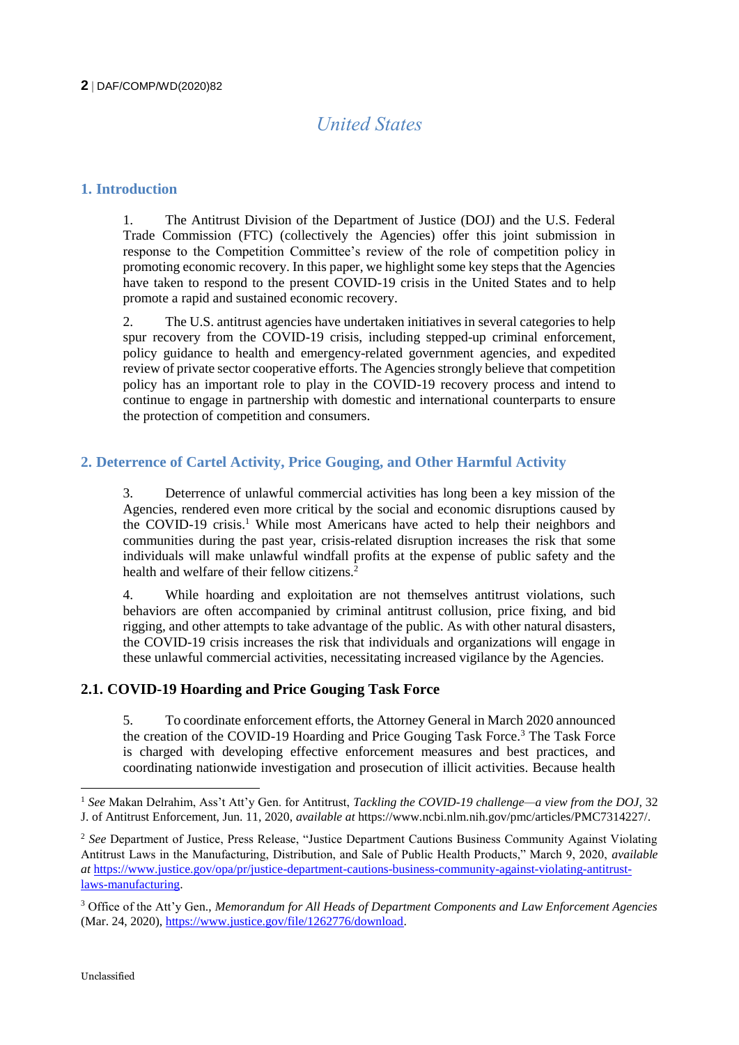# United States

## 1. Introduction

1. The Antitrust Division of the Department of Justice (DOJ) and the U.S. Federal Trade Commission (FTC) (collectively the Agencies) offer this joint submission in response to the Competition Committee's review of the role of competition policy in promoting economic recovery. In this paper, we highlight some key steps that the Agencies have taken to respond to the present COVID-19 crisis in the United States and to help promote a rapid and sustained economic recovery.

2. The U.S. antitrust agencies have undertaken initiatives in several categories to help spur recovery from the COVID-19 crisis, including stepped-up criminal enforcement, policy guidance to health and emergency-related government agencies, and expedited review of private sector cooperative efforts. The Agencies strongly believe that competition policy has an important role to play in the COVID-19 recovery process and intend to continue to engage in partnership with domestic and international counterparts to ensure the protection of competition and consumers.

## 2. Deterrence of Cartel Activity, Price Gouging, and Other Harmful Activity

3. Deterrence of unlawful commercial activities has long been a key mission of the Agencies, rendered even more critical by the social and economic disruptions caused by the COVID-19 crisis.[1] While most Americans have acted to help their neighbors and communities during the past year, crisis-related disruption increases the risk that some individuals will make unlawful windfall profits at the expense of public safety and the health and welfare of their fellow citizens.[2]

4. While hoarding and exploitation are not themselves antitrust violations, such behaviors are often accompanied by criminal antitrust collusion, price fixing, and bid rigging, and other attempts to take advantage of the public. As with other natural disasters, the COVID-19 crisis increases the risk that individuals and organizations will engage in these unlawful commercial activities, necessitating increased vigilance by the Agencies.

### 2.1. COVID-19 Hoarding and Price Gouging Task Force

5. To coordinate enforcement efforts, the Attorney General in March 2020 announced the creation of the COVID-19 Hoarding and Price Gouging Task Force.[3] The Task Force is charged with developing effective enforcement measures and best practices, and coordinating nationwide investigation and prosecution of illicit activities. Because health

---

[1] *See* Makan Delrahim, Ass't Att'y Gen. for Antitrust, *Tackling the COVID-19 challenge—a view from the DOJ*, 32 J. of Antitrust Enforcement, Jun. 11, 2020, *available at* https://www.ncbi.nlm.nih.gov/pmc/articles/PMC7314227/.

[2] *See* Department of Justice, Press Release, "Justice Department Cautions Business Community Against Violating Antitrust Laws in the Manufacturing, Distribution, and Sale of Public Health Products," March 9, 2020, *available at* https://www.justice.gov/opa/pr/justice-department-cautions-business-community-against-violating-antitrust-laws-manufacturing.

[3] Office of the Att'y Gen., *Memorandum for All Heads of Department Components and Law Enforcement Agencies* (Mar. 24, 2020), https://www.justice.gov/file/1262776/download.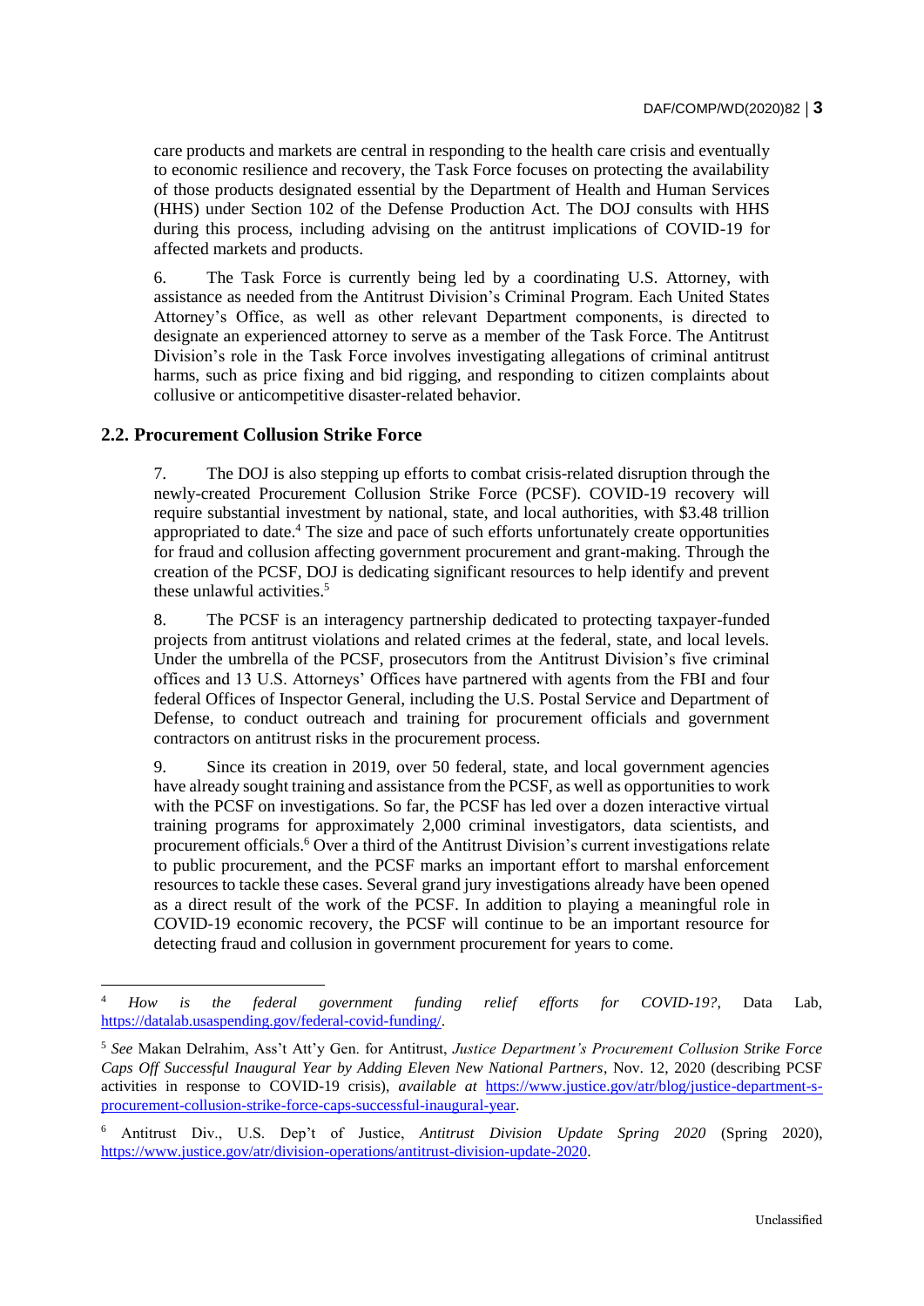care products and markets are central in responding to the health care crisis and eventually to economic resilience and recovery, the Task Force focuses on protecting the availability of those products designated essential by the Department of Health and Human Services (HHS) under Section 102 of the Defense Production Act. The DOJ consults with HHS during this process, including advising on the antitrust implications of COVID-19 for affected markets and products.

6. The Task Force is currently being led by a coordinating U.S. Attorney, with assistance as needed from the Antitrust Division's Criminal Program. Each United States Attorney's Office, as well as other relevant Department components, is directed to designate an experienced attorney to serve as a member of the Task Force. The Antitrust Division's role in the Task Force involves investigating allegations of criminal antitrust harms, such as price fixing and bid rigging, and responding to citizen complaints about collusive or anticompetitive disaster-related behavior.

### 2.2. Procurement Collusion Strike Force

7. The DOJ is also stepping up efforts to combat crisis-related disruption through the newly-created Procurement Collusion Strike Force (PCSF). COVID-19 recovery will require substantial investment by national, state, and local authorities, with $3.48 trillion appropriated to date.[4] The size and pace of such efforts unfortunately create opportunities for fraud and collusion affecting government procurement and grant-making. Through the creation of the PCSF, DOJ is dedicating significant resources to help identify and prevent these unlawful activities.[5]

8. The PCSF is an interagency partnership dedicated to protecting taxpayer-funded projects from antitrust violations and related crimes at the federal, state, and local levels. Under the umbrella of the PCSF, prosecutors from the Antitrust Division's five criminal offices and 13 U.S. Attorneys' Offices have partnered with agents from the FBI and four federal Offices of Inspector General, including the U.S. Postal Service and Department of Defense, to conduct outreach and training for procurement officials and government contractors on antitrust risks in the procurement process.

9. Since its creation in 2019, over 50 federal, state, and local government agencies have already sought training and assistance from the PCSF, as well as opportunities to work with the PCSF on investigations. So far, the PCSF has led over a dozen interactive virtual training programs for approximately 2,000 criminal investigators, data scientists, and procurement officials.[6] Over a third of the Antitrust Division's current investigations relate to public procurement, and the PCSF marks an important effort to marshal enforcement resources to tackle these cases. Several grand jury investigations already have been opened as a direct result of the work of the PCSF. In addition to playing a meaningful role in COVID-19 economic recovery, the PCSF will continue to be an important resource for detecting fraud and collusion in government procurement for years to come.

---

[4] *How is the federal government funding relief efforts for COVID-19?*, Data Lab, https://datalab.usaspending.gov/federal-covid-funding/.

[5] *See* Makan Delrahim, Ass't Att'y Gen. for Antitrust, *Justice Department's Procurement Collusion Strike Force Caps Off Successful Inaugural Year by Adding Eleven New National Partners*, Nov. 12, 2020 (describing PCSF activities in response to COVID-19 crisis), *available at* https://www.justice.gov/atr/blog/justice-department-s-procurement-collusion-strike-force-caps-successful-inaugural-year.

[6] Antitrust Div., U.S. Dep't of Justice, *Antitrust Division Update Spring 2020* (Spring 2020), https://www.justice.gov/atr/division-operations/antitrust-division-update-2020.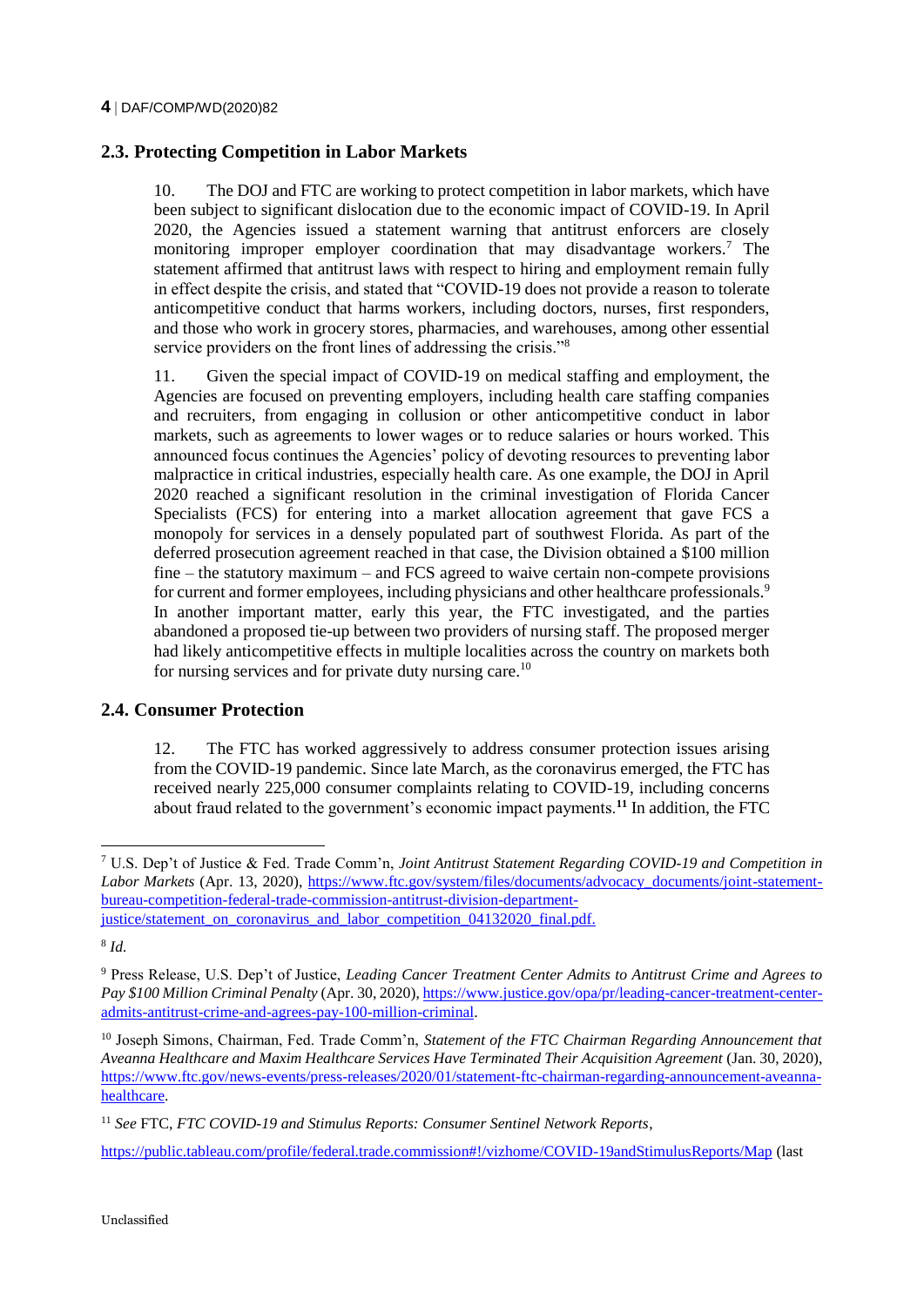## 2.3. Protecting Competition in Labor Markets

10. The DOJ and FTC are working to protect competition in labor markets, which have been subject to significant dislocation due to the economic impact of COVID-19. In April 2020, the Agencies issued a statement warning that antitrust enforcers are closely monitoring improper employer coordination that may disadvantage workers.[7] The statement affirmed that antitrust laws with respect to hiring and employment remain fully in effect despite the crisis, and stated that "COVID-19 does not provide a reason to tolerate anticompetitive conduct that harms workers, including doctors, nurses, first responders, and those who work in grocery stores, pharmacies, and warehouses, among other essential service providers on the front lines of addressing the crisis."[8]

11. Given the special impact of COVID-19 on medical staffing and employment, the Agencies are focused on preventing employers, including health care staffing companies and recruiters, from engaging in collusion or other anticompetitive conduct in labor markets, such as agreements to lower wages or to reduce salaries or hours worked. This announced focus continues the Agencies' policy of devoting resources to preventing labor malpractice in critical industries, especially health care. As one example, the DOJ in April 2020 reached a significant resolution in the criminal investigation of Florida Cancer Specialists (FCS) for entering into a market allocation agreement that gave FCS a monopoly for services in a densely populated part of southwest Florida. As part of the deferred prosecution agreement reached in that case, the Division obtained a $100 million fine – the statutory maximum – and FCS agreed to waive certain non-compete provisions for current and former employees, including physicians and other healthcare professionals.[9] In another important matter, early this year, the FTC investigated, and the parties abandoned a proposed tie-up between two providers of nursing staff. The proposed merger had likely anticompetitive effects in multiple localities across the country on markets both for nursing services and for private duty nursing care.[10]

## 2.4. Consumer Protection

12. The FTC has worked aggressively to address consumer protection issues arising from the COVID-19 pandemic. Since late March, as the coronavirus emerged, the FTC has received nearly 225,000 consumer complaints relating to COVID-19, including concerns about fraud related to the government's economic impact payments.**[11]** In addition, the FTC

---

[7] U.S. Dep't of Justice & Fed. Trade Comm'n, *Joint Antitrust Statement Regarding COVID-19 and Competition in Labor Markets* (Apr. 13, 2020), https://www.ftc.gov/system/files/documents/advocacy_documents/joint-statement-bureau-competition-federal-trade-commission-antitrust-division-department-justice/statement_on_coronavirus_and_labor_competition_04132020_final.pdf.

[8] *Id.*

[9] Press Release, U.S. Dep't of Justice, *Leading Cancer Treatment Center Admits to Antitrust Crime and Agrees to Pay $100 Million Criminal Penalty* (Apr. 30, 2020), https://www.justice.gov/opa/pr/leading-cancer-treatment-center-admits-antitrust-crime-and-agrees-pay-100-million-criminal.

[10] Joseph Simons, Chairman, Fed. Trade Comm'n, *Statement of the FTC Chairman Regarding Announcement that Aveanna Healthcare and Maxim Healthcare Services Have Terminated Their Acquisition Agreement* (Jan. 30, 2020), https://www.ftc.gov/news-events/press-releases/2020/01/statement-ftc-chairman-regarding-announcement-aveanna-healthcare.

[11] *See* FTC, *FTC COVID-19 and Stimulus Reports: Consumer Sentinel Network Reports*,

https://public.tableau.com/profile/federal.trade.commission#!/vizhome/COVID-19andStimulusReports/Map (last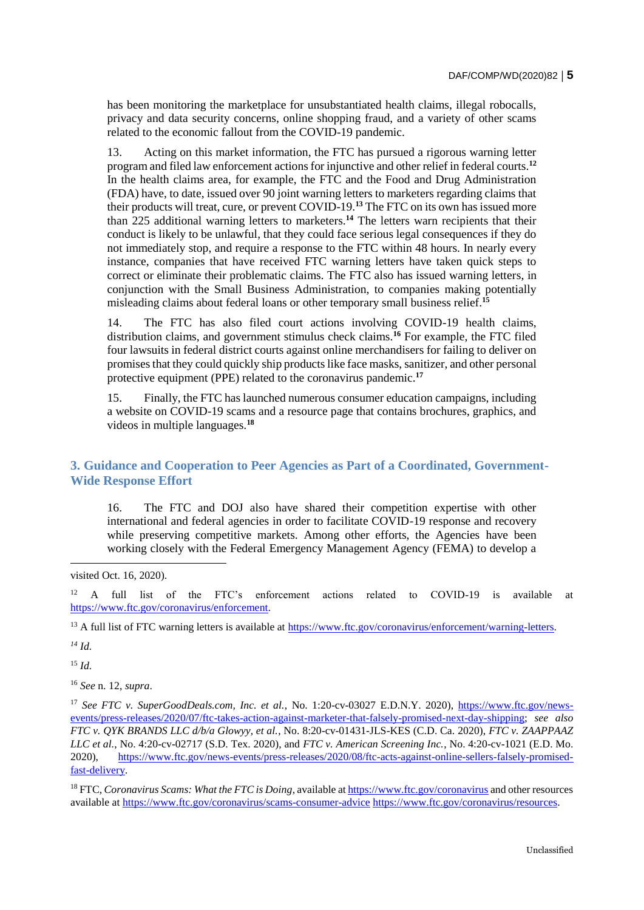has been monitoring the marketplace for unsubstantiated health claims, illegal robocalls, privacy and data security concerns, online shopping fraud, and a variety of other scams related to the economic fallout from the COVID-19 pandemic.

13. Acting on this market information, the FTC has pursued a rigorous warning letter program and filed law enforcement actions for injunctive and other relief in federal courts.[12] In the health claims area, for example, the FTC and the Food and Drug Administration (FDA) have, to date, issued over 90 joint warning letters to marketers regarding claims that their products will treat, cure, or prevent COVID-19.[13] The FTC on its own has issued more than 225 additional warning letters to marketers.[14] The letters warn recipients that their conduct is likely to be unlawful, that they could face serious legal consequences if they do not immediately stop, and require a response to the FTC within 48 hours. In nearly every instance, companies that have received FTC warning letters have taken quick steps to correct or eliminate their problematic claims. The FTC also has issued warning letters, in conjunction with the Small Business Administration, to companies making potentially misleading claims about federal loans or other temporary small business relief.[15]

14. The FTC has also filed court actions involving COVID-19 health claims, distribution claims, and government stimulus check claims.[16] For example, the FTC filed four lawsuits in federal district courts against online merchandisers for failing to deliver on promises that they could quickly ship products like face masks, sanitizer, and other personal protective equipment (PPE) related to the coronavirus pandemic.[17]

15. Finally, the FTC has launched numerous consumer education campaigns, including a website on COVID-19 scams and a resource page that contains brochures, graphics, and videos in multiple languages.[18]

## 3. Guidance and Cooperation to Peer Agencies as Part of a Coordinated, Government-Wide Response Effort

16. The FTC and DOJ also have shared their competition expertise with other international and federal agencies in order to facilitate COVID-19 response and recovery while preserving competitive markets. Among other efforts, the Agencies have been working closely with the Federal Emergency Management Agency (FEMA) to develop a

---

visited Oct. 16, 2020).

[12] A full list of the FTC's enforcement actions related to COVID-19 is available at https://www.ftc.gov/coronavirus/enforcement.

[13] A full list of FTC warning letters is available at https://www.ftc.gov/coronavirus/enforcement/warning-letters.

[14] *Id.*

[15] *Id.*

[16] *See* n. 12, *supra*.

[17] *See FTC v. SuperGoodDeals.com, Inc. et al.*, No. 1:20-cv-03027 E.D.N.Y. 2020), https://www.ftc.gov/news-events/press-releases/2020/07/ftc-takes-action-against-marketer-that-falsely-promised-next-day-shipping; *see also FTC v. QYK BRANDS LLC d/b/a Glowyy, et al.*, No. 8:20-cv-01431-JLS-KES (C.D. Ca. 2020), *FTC v. ZAAPPAAZ LLC et al.*, No. 4:20-cv-02717 (S.D. Tex. 2020), and *FTC v. American Screening Inc.*, No. 4:20-cv-1021 (E.D. Mo. 2020), https://www.ftc.gov/news-events/press-releases/2020/08/ftc-acts-against-online-sellers-falsely-promised-fast-delivery.

[18] FTC, *Coronavirus Scams: What the FTC is Doing*, available at https://www.ftc.gov/coronavirus and other resources available at https://www.ftc.gov/coronavirus/scams-consumer-advice https://www.ftc.gov/coronavirus/resources.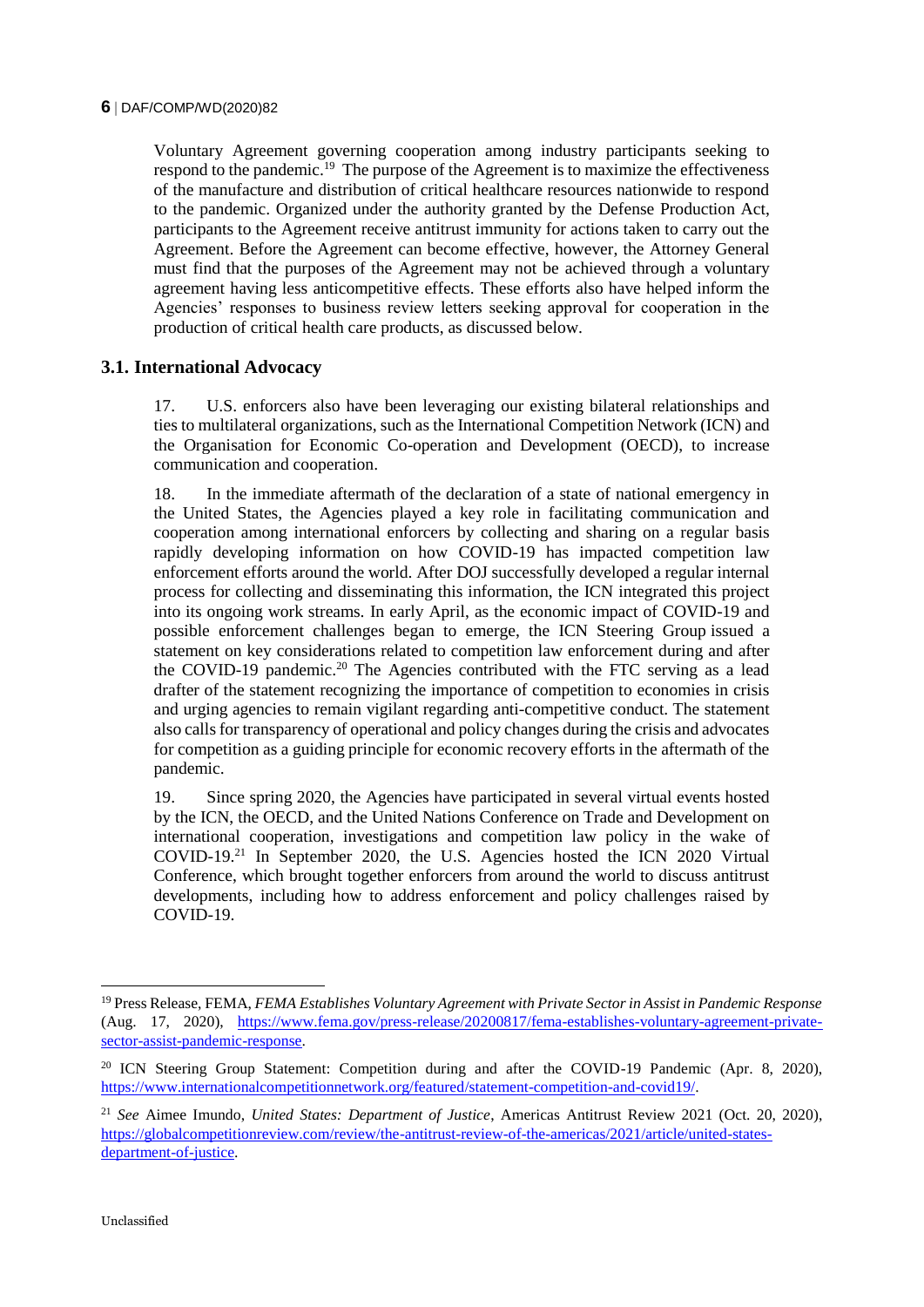Voluntary Agreement governing cooperation among industry participants seeking to respond to the pandemic.[19] The purpose of the Agreement is to maximize the effectiveness of the manufacture and distribution of critical healthcare resources nationwide to respond to the pandemic. Organized under the authority granted by the Defense Production Act, participants to the Agreement receive antitrust immunity for actions taken to carry out the Agreement. Before the Agreement can become effective, however, the Attorney General must find that the purposes of the Agreement may not be achieved through a voluntary agreement having less anticompetitive effects. These efforts also have helped inform the Agencies' responses to business review letters seeking approval for cooperation in the production of critical health care products, as discussed below.

## 3.1. International Advocacy

17. U.S. enforcers also have been leveraging our existing bilateral relationships and ties to multilateral organizations, such as the International Competition Network (ICN) and the Organisation for Economic Co-operation and Development (OECD), to increase communication and cooperation.

18. In the immediate aftermath of the declaration of a state of national emergency in the United States, the Agencies played a key role in facilitating communication and cooperation among international enforcers by collecting and sharing on a regular basis rapidly developing information on how COVID-19 has impacted competition law enforcement efforts around the world. After DOJ successfully developed a regular internal process for collecting and disseminating this information, the ICN integrated this project into its ongoing work streams. In early April, as the economic impact of COVID-19 and possible enforcement challenges began to emerge, the ICN Steering Group issued a statement on key considerations related to competition law enforcement during and after the COVID-19 pandemic.[20] The Agencies contributed with the FTC serving as a lead drafter of the statement recognizing the importance of competition to economies in crisis and urging agencies to remain vigilant regarding anti-competitive conduct. The statement also calls for transparency of operational and policy changes during the crisis and advocates for competition as a guiding principle for economic recovery efforts in the aftermath of the pandemic.

19. Since spring 2020, the Agencies have participated in several virtual events hosted by the ICN, the OECD, and the United Nations Conference on Trade and Development on international cooperation, investigations and competition law policy in the wake of COVID-19.[21] In September 2020, the U.S. Agencies hosted the ICN 2020 Virtual Conference, which brought together enforcers from around the world to discuss antitrust developments, including how to address enforcement and policy challenges raised by COVID-19.

---

[19] Press Release, FEMA, *FEMA Establishes Voluntary Agreement with Private Sector in Assist in Pandemic Response* (Aug. 17, 2020), https://www.fema.gov/press-release/20200817/fema-establishes-voluntary-agreement-private-sector-assist-pandemic-response.

[20] ICN Steering Group Statement: Competition during and after the COVID-19 Pandemic (Apr. 8, 2020), https://www.internationalcompetitionnetwork.org/featured/statement-competition-and-covid19/.

[21] *See* Aimee Imundo, *United States: Department of Justice*, Americas Antitrust Review 2021 (Oct. 20, 2020), https://globalcompetitionreview.com/review/the-antitrust-review-of-the-americas/2021/article/united-states-department-of-justice.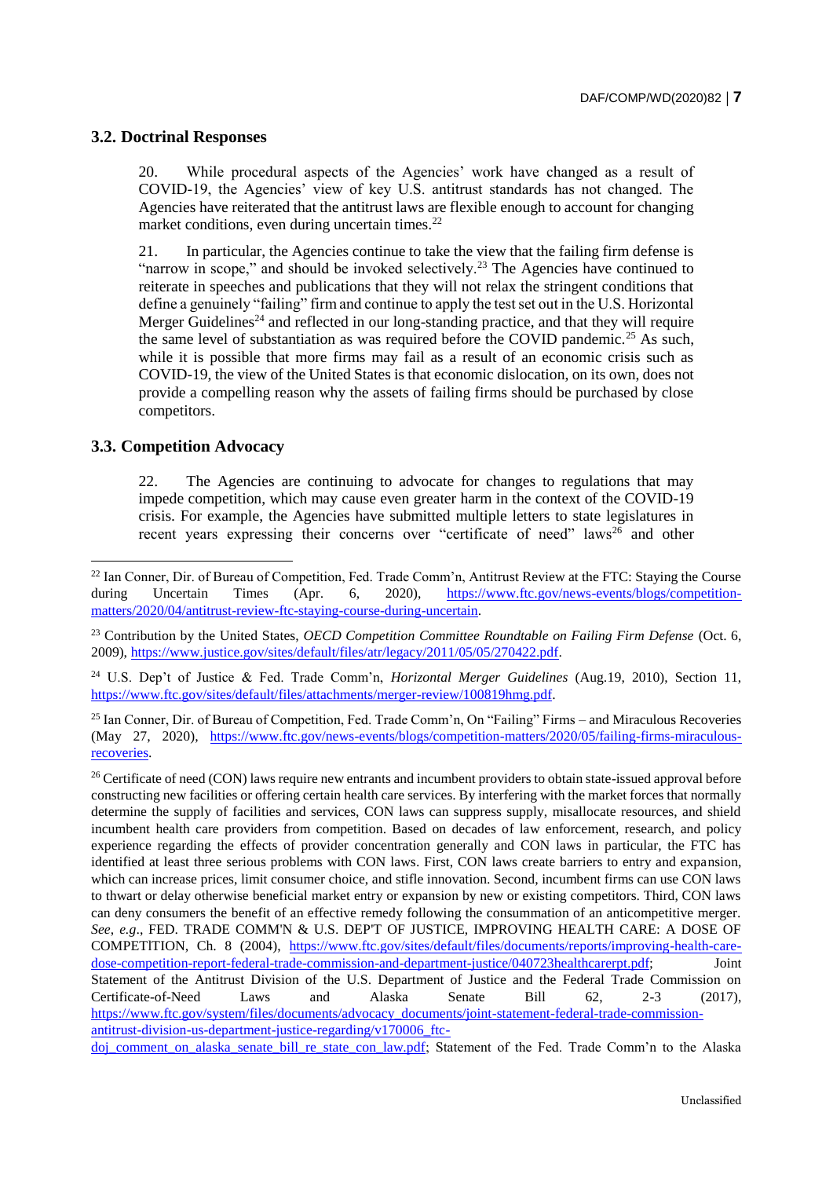### 3.2. Doctrinal Responses

20. While procedural aspects of the Agencies' work have changed as a result of COVID-19, the Agencies' view of key U.S. antitrust standards has not changed. The Agencies have reiterated that the antitrust laws are flexible enough to account for changing market conditions, even during uncertain times.[22]

21. In particular, the Agencies continue to take the view that the failing firm defense is "narrow in scope," and should be invoked selectively.[23] The Agencies have continued to reiterate in speeches and publications that they will not relax the stringent conditions that define a genuinely "failing" firm and continue to apply the test set out in the U.S. Horizontal Merger Guidelines[24] and reflected in our long-standing practice, and that they will require the same level of substantiation as was required before the COVID pandemic.[25] As such, while it is possible that more firms may fail as a result of an economic crisis such as COVID-19, the view of the United States is that economic dislocation, on its own, does not provide a compelling reason why the assets of failing firms should be purchased by close competitors.

### 3.3. Competition Advocacy

22. The Agencies are continuing to advocate for changes to regulations that may impede competition, which may cause even greater harm in the context of the COVID-19 crisis. For example, the Agencies have submitted multiple letters to state legislatures in recent years expressing their concerns over "certificate of need" laws[26] and other

---

[22] Ian Conner, Dir. of Bureau of Competition, Fed. Trade Comm'n, Antitrust Review at the FTC: Staying the Course during Uncertain Times (Apr. 6, 2020), https://www.ftc.gov/news-events/blogs/competition-matters/2020/04/antitrust-review-ftc-staying-course-during-uncertain.

[23] Contribution by the United States, *OECD Competition Committee Roundtable on Failing Firm Defense* (Oct. 6, 2009), https://www.justice.gov/sites/default/files/atr/legacy/2011/05/05/270422.pdf.

[24] U.S. Dep't of Justice & Fed. Trade Comm'n, *Horizontal Merger Guidelines* (Aug.19, 2010), Section 11, https://www.ftc.gov/sites/default/files/attachments/merger-review/100819hmg.pdf.

[25] Ian Conner, Dir. of Bureau of Competition, Fed. Trade Comm'n, On "Failing" Firms – and Miraculous Recoveries (May 27, 2020), https://www.ftc.gov/news-events/blogs/competition-matters/2020/05/failing-firms-miraculous-recoveries.

[26] Certificate of need (CON) laws require new entrants and incumbent providers to obtain state-issued approval before constructing new facilities or offering certain health care services. By interfering with the market forces that normally determine the supply of facilities and services, CON laws can suppress supply, misallocate resources, and shield incumbent health care providers from competition. Based on decades of law enforcement, research, and policy experience regarding the effects of provider concentration generally and CON laws in particular, the FTC has identified at least three serious problems with CON laws. First, CON laws create barriers to entry and expansion, which can increase prices, limit consumer choice, and stifle innovation. Second, incumbent firms can use CON laws to thwart or delay otherwise beneficial market entry or expansion by new or existing competitors. Third, CON laws can deny consumers the benefit of an effective remedy following the consummation of an anticompetitive merger. *See, e.g.*, FED. TRADE COMM'N & U.S. DEP'T OF JUSTICE, IMPROVING HEALTH CARE: A DOSE OF COMPETITION, Ch. 8 (2004), https://www.ftc.gov/sites/default/files/documents/reports/improving-health-care-dose-competition-report-federal-trade-commission-and-department-justice/040723healthcarerpt.pdf; Joint Statement of the Antitrust Division of the U.S. Department of Justice and the Federal Trade Commission on Certificate-of-Need Laws and Alaska Senate Bill 62, 2-3 (2017), https://www.ftc.gov/system/files/documents/advocacy_documents/joint-statement-federal-trade-commission-antitrust-division-us-department-justice-regarding/v170006_ftc-doj_comment_on_alaska_senate_bill_re_state_con_law.pdf; Statement of the Fed. Trade Comm'n to the Alaska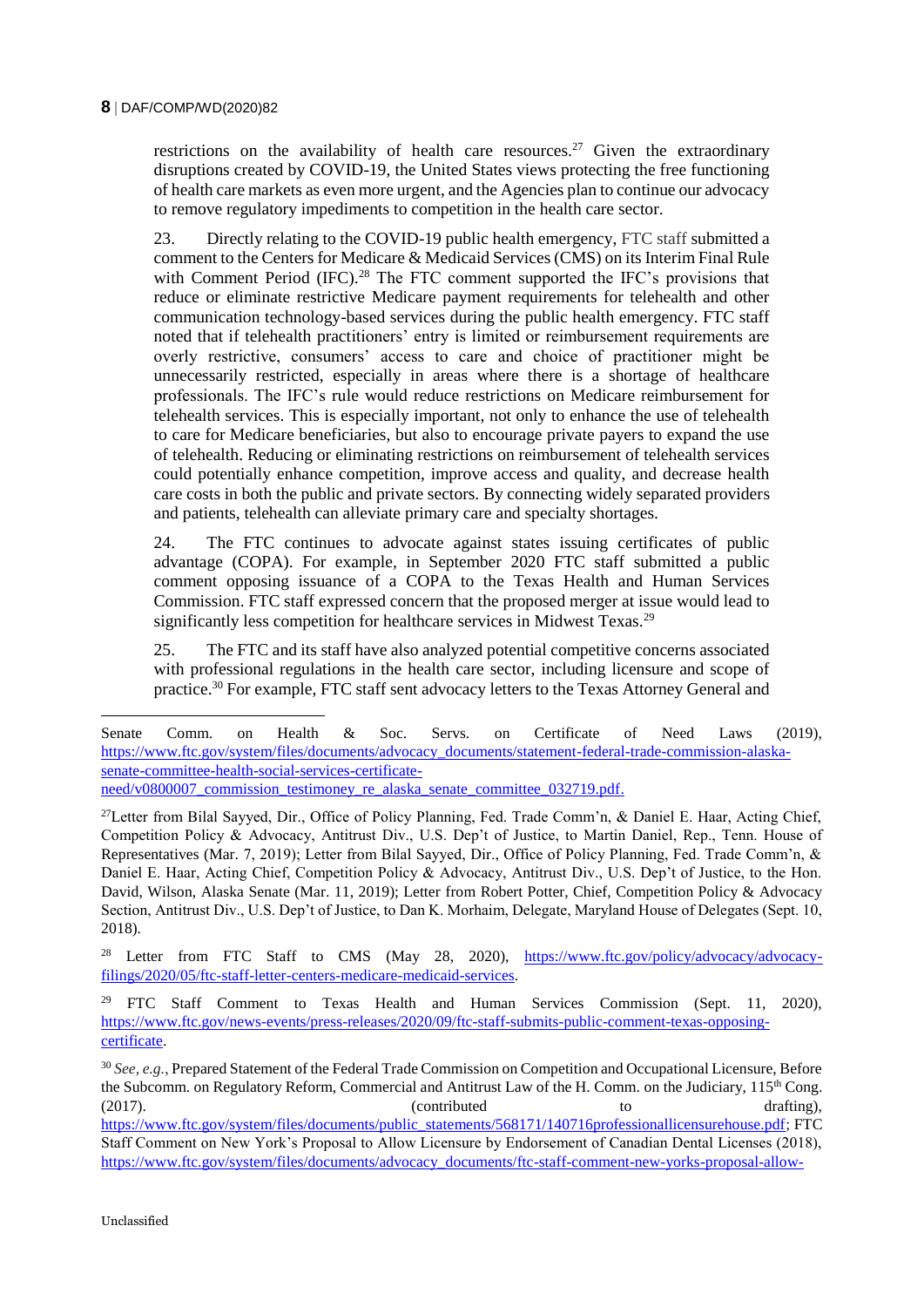restrictions on the availability of health care resources.[27] Given the extraordinary disruptions created by COVID-19, the United States views protecting the free functioning of health care markets as even more urgent, and the Agencies plan to continue our advocacy to remove regulatory impediments to competition in the health care sector.

23. Directly relating to the COVID-19 public health emergency, FTC staff submitted a comment to the Centers for Medicare & Medicaid Services (CMS) on its Interim Final Rule with Comment Period (IFC).[28] The FTC comment supported the IFC's provisions that reduce or eliminate restrictive Medicare payment requirements for telehealth and other communication technology-based services during the public health emergency. FTC staff noted that if telehealth practitioners' entry is limited or reimbursement requirements are overly restrictive, consumers' access to care and choice of practitioner might be unnecessarily restricted, especially in areas where there is a shortage of healthcare professionals. The IFC's rule would reduce restrictions on Medicare reimbursement for telehealth services. This is especially important, not only to enhance the use of telehealth to care for Medicare beneficiaries, but also to encourage private payers to expand the use of telehealth. Reducing or eliminating restrictions on reimbursement of telehealth services could potentially enhance competition, improve access and quality, and decrease health care costs in both the public and private sectors. By connecting widely separated providers and patients, telehealth can alleviate primary care and specialty shortages.

24. The FTC continues to advocate against states issuing certificates of public advantage (COPA). For example, in September 2020 FTC staff submitted a public comment opposing issuance of a COPA to the Texas Health and Human Services Commission. FTC staff expressed concern that the proposed merger at issue would lead to significantly less competition for healthcare services in Midwest Texas.[29]

25. The FTC and its staff have also analyzed potential competitive concerns associated with professional regulations in the health care sector, including licensure and scope of practice.[30] For example, FTC staff sent advocacy letters to the Texas Attorney General and

---

Senate Comm. on Health & Soc. Servs. on Certificate of Need Laws (2019), https://www.ftc.gov/system/files/documents/advocacy_documents/statement-federal-trade-commission-alaska-senate-committee-health-social-services-certificate-need/v0800007_commission_testimoney_re_alaska_senate_committee_032719.pdf.

[27] Letter from Bilal Sayyed, Dir., Office of Policy Planning, Fed. Trade Comm'n, & Daniel E. Haar, Acting Chief, Competition Policy & Advocacy, Antitrust Div., U.S. Dep't of Justice, to Martin Daniel, Rep., Tenn. House of Representatives (Mar. 7, 2019); Letter from Bilal Sayyed, Dir., Office of Policy Planning, Fed. Trade Comm'n, & Daniel E. Haar, Acting Chief, Competition Policy & Advocacy, Antitrust Div., U.S. Dep't of Justice, to the Hon. David, Wilson, Alaska Senate (Mar. 11, 2019); Letter from Robert Potter, Chief, Competition Policy & Advocacy Section, Antitrust Div., U.S. Dep't of Justice, to Dan K. Morhaim, Delegate, Maryland House of Delegates (Sept. 10, 2018).

[28] Letter from FTC Staff to CMS (May 28, 2020), https://www.ftc.gov/policy/advocacy/advocacy-filings/2020/05/ftc-staff-letter-centers-medicare-medicaid-services.

[29] FTC Staff Comment to Texas Health and Human Services Commission (Sept. 11, 2020), https://www.ftc.gov/news-events/press-releases/2020/09/ftc-staff-submits-public-comment-texas-opposing-certificate.

[30] *See, e.g.*, Prepared Statement of the Federal Trade Commission on Competition and Occupational Licensure, Before the Subcomm. on Regulatory Reform, Commercial and Antitrust Law of the H. Comm. on the Judiciary, 115th Cong. (2017). (contributed to drafting), https://www.ftc.gov/system/files/documents/public_statements/568171/140716professionallicensurehouse.pdf; FTC Staff Comment on New York's Proposal to Allow Licensure by Endorsement of Canadian Dental Licenses (2018), https://www.ftc.gov/system/files/documents/advocacy_documents/ftc-staff-comment-new-yorks-proposal-allow-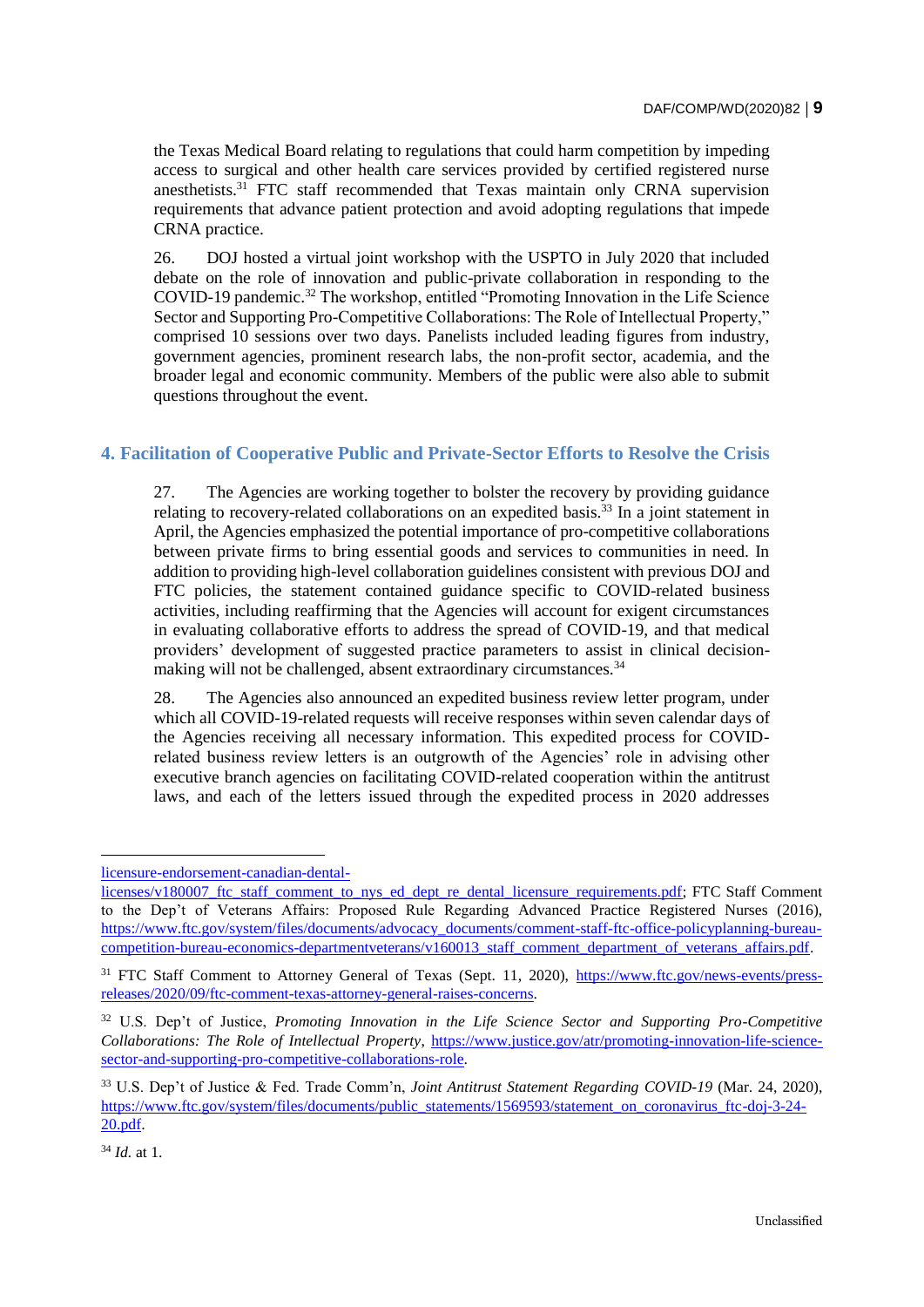the Texas Medical Board relating to regulations that could harm competition by impeding access to surgical and other health care services provided by certified registered nurse anesthetists.[31] FTC staff recommended that Texas maintain only CRNA supervision requirements that advance patient protection and avoid adopting regulations that impede CRNA practice.

26. DOJ hosted a virtual joint workshop with the USPTO in July 2020 that included debate on the role of innovation and public-private collaboration in responding to the COVID-19 pandemic.[32] The workshop, entitled "Promoting Innovation in the Life Science Sector and Supporting Pro-Competitive Collaborations: The Role of Intellectual Property," comprised 10 sessions over two days. Panelists included leading figures from industry, government agencies, prominent research labs, the non-profit sector, academia, and the broader legal and economic community. Members of the public were also able to submit questions throughout the event.

## 4. Facilitation of Cooperative Public and Private-Sector Efforts to Resolve the Crisis

27. The Agencies are working together to bolster the recovery by providing guidance relating to recovery-related collaborations on an expedited basis.[33] In a joint statement in April, the Agencies emphasized the potential importance of pro-competitive collaborations between private firms to bring essential goods and services to communities in need. In addition to providing high-level collaboration guidelines consistent with previous DOJ and FTC policies, the statement contained guidance specific to COVID-related business activities, including reaffirming that the Agencies will account for exigent circumstances in evaluating collaborative efforts to address the spread of COVID-19, and that medical providers' development of suggested practice parameters to assist in clinical decision-making will not be challenged, absent extraordinary circumstances.[34]

28. The Agencies also announced an expedited business review letter program, under which all COVID-19-related requests will receive responses within seven calendar days of the Agencies receiving all necessary information. This expedited process for COVID-related business review letters is an outgrowth of the Agencies' role in advising other executive branch agencies on facilitating COVID-related cooperation within the antitrust laws, and each of the letters issued through the expedited process in 2020 addresses

---

licensure-endorsement-canadian-dental-licenses/v180007_ftc_staff_comment_to_nys_ed_dept_re_dental_licensure_requirements.pdf; FTC Staff Comment to the Dep't of Veterans Affairs: Proposed Rule Regarding Advanced Practice Registered Nurses (2016), https://www.ftc.gov/system/files/documents/advocacy_documents/comment-staff-ftc-office-policyplanning-bureau-competition-bureau-economics-departmentveterans/v160013_staff_comment_department_of_veterans_affairs.pdf.

[31] FTC Staff Comment to Attorney General of Texas (Sept. 11, 2020), https://www.ftc.gov/news-events/press-releases/2020/09/ftc-comment-texas-attorney-general-raises-concerns.

[32] U.S. Dep't of Justice, *Promoting Innovation in the Life Science Sector and Supporting Pro-Competitive Collaborations: The Role of Intellectual Property*, https://www.justice.gov/atr/promoting-innovation-life-science-sector-and-supporting-pro-competitive-collaborations-role.

[33] U.S. Dep't of Justice & Fed. Trade Comm'n, *Joint Antitrust Statement Regarding COVID-19* (Mar. 24, 2020), https://www.ftc.gov/system/files/documents/public_statements/1569593/statement_on_coronavirus_ftc-doj-3-24-20.pdf.

[34] *Id.* at 1.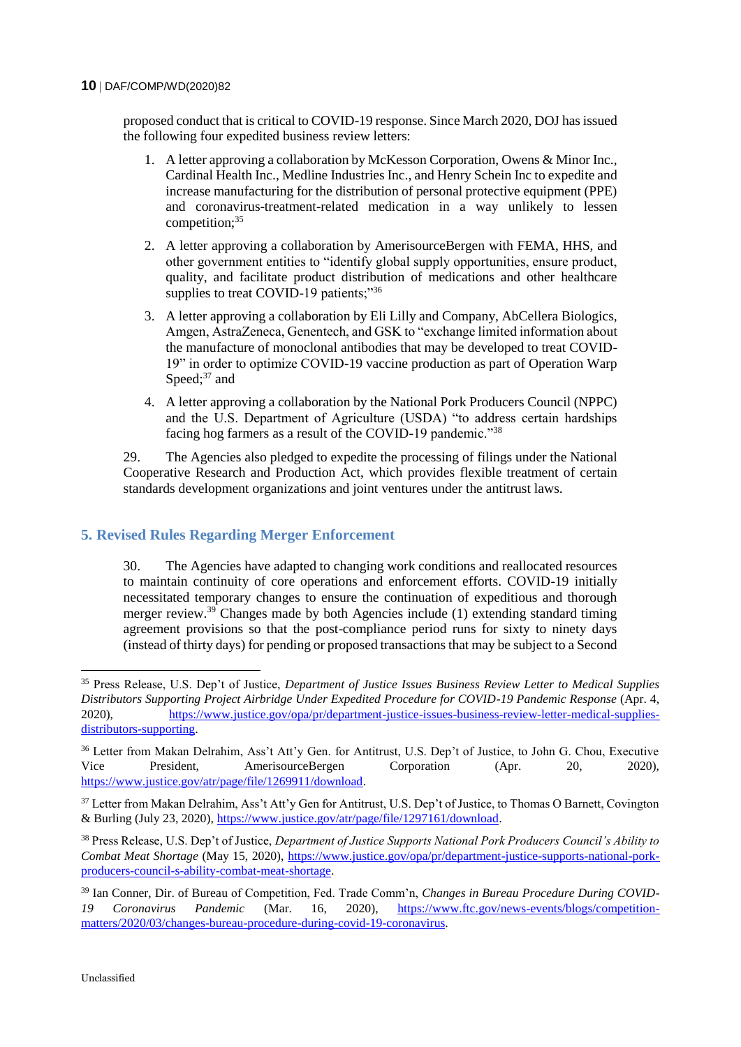proposed conduct that is critical to COVID-19 response. Since March 2020, DOJ has issued the following four expedited business review letters:

1. A letter approving a collaboration by McKesson Corporation, Owens & Minor Inc., Cardinal Health Inc., Medline Industries Inc., and Henry Schein Inc to expedite and increase manufacturing for the distribution of personal protective equipment (PPE) and coronavirus-treatment-related medication in a way unlikely to lessen competition;[35]
2. A letter approving a collaboration by AmerisourceBergen with FEMA, HHS, and other government entities to "identify global supply opportunities, ensure product, quality, and facilitate product distribution of medications and other healthcare supplies to treat COVID-19 patients;"[36]
3. A letter approving a collaboration by Eli Lilly and Company, AbCellera Biologics, Amgen, AstraZeneca, Genentech, and GSK to "exchange limited information about the manufacture of monoclonal antibodies that may be developed to treat COVID-19" in order to optimize COVID-19 vaccine production as part of Operation Warp Speed;[37] and
4. A letter approving a collaboration by the National Pork Producers Council (NPPC) and the U.S. Department of Agriculture (USDA) "to address certain hardships facing hog farmers as a result of the COVID-19 pandemic."[38]

29. The Agencies also pledged to expedite the processing of filings under the National Cooperative Research and Production Act, which provides flexible treatment of certain standards development organizations and joint ventures under the antitrust laws.

## 5. Revised Rules Regarding Merger Enforcement

30. The Agencies have adapted to changing work conditions and reallocated resources to maintain continuity of core operations and enforcement efforts. COVID-19 initially necessitated temporary changes to ensure the continuation of expeditious and thorough merger review.[39] Changes made by both Agencies include (1) extending standard timing agreement provisions so that the post-compliance period runs for sixty to ninety days (instead of thirty days) for pending or proposed transactions that may be subject to a Second

---

[35] Press Release, U.S. Dep't of Justice, *Department of Justice Issues Business Review Letter to Medical Supplies Distributors Supporting Project Airbridge Under Expedited Procedure for COVID-19 Pandemic Response* (Apr. 4, 2020), https://www.justice.gov/opa/pr/department-justice-issues-business-review-letter-medical-supplies-distributors-supporting.

[36] Letter from Makan Delrahim, Ass't Att'y Gen. for Antitrust, U.S. Dep't of Justice, to John G. Chou, Executive Vice President, AmerisourceBergen Corporation (Apr. 20, 2020), https://www.justice.gov/atr/page/file/1269911/download.

[37] Letter from Makan Delrahim, Ass't Att'y Gen for Antitrust, U.S. Dep't of Justice, to Thomas O Barnett, Covington & Burling (July 23, 2020), https://www.justice.gov/atr/page/file/1297161/download.

[38] Press Release, U.S. Dep't of Justice, *Department of Justice Supports National Pork Producers Council's Ability to Combat Meat Shortage* (May 15, 2020), https://www.justice.gov/opa/pr/department-justice-supports-national-pork-producers-council-s-ability-combat-meat-shortage.

[39] Ian Conner, Dir. of Bureau of Competition, Fed. Trade Comm'n, *Changes in Bureau Procedure During COVID-19 Coronavirus Pandemic* (Mar. 16, 2020), https://www.ftc.gov/news-events/blogs/competition-matters/2020/03/changes-bureau-procedure-during-covid-19-coronavirus.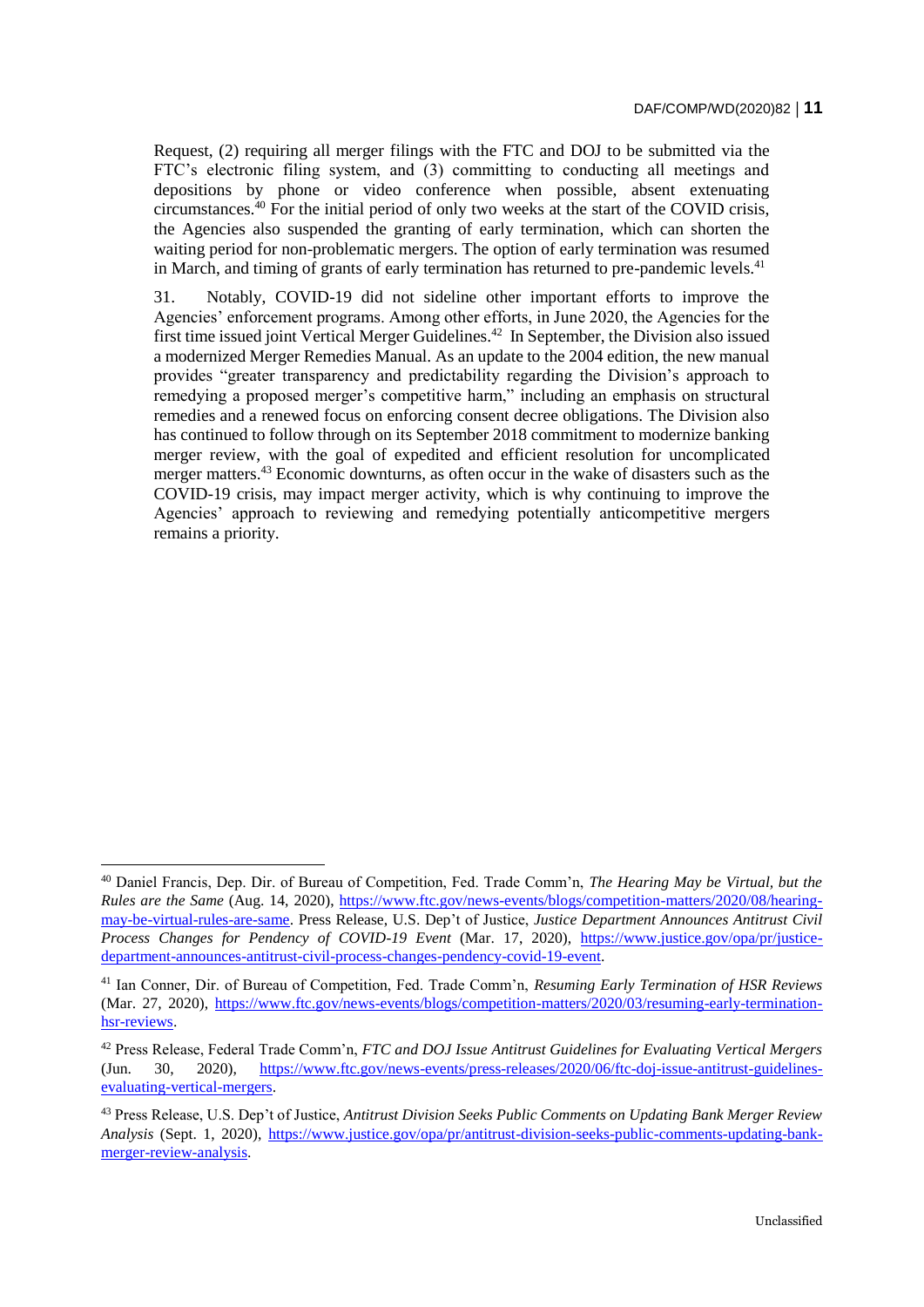Request, (2) requiring all merger filings with the FTC and DOJ to be submitted via the FTC's electronic filing system, and (3) committing to conducting all meetings and depositions by phone or video conference when possible, absent extenuating circumstances.[40] For the initial period of only two weeks at the start of the COVID crisis, the Agencies also suspended the granting of early termination, which can shorten the waiting period for non-problematic mergers. The option of early termination was resumed in March, and timing of grants of early termination has returned to pre-pandemic levels.[41]

31. Notably, COVID-19 did not sideline other important efforts to improve the Agencies' enforcement programs. Among other efforts, in June 2020, the Agencies for the first time issued joint Vertical Merger Guidelines.[42] In September, the Division also issued a modernized Merger Remedies Manual. As an update to the 2004 edition, the new manual provides "greater transparency and predictability regarding the Division's approach to remedying a proposed merger's competitive harm," including an emphasis on structural remedies and a renewed focus on enforcing consent decree obligations. The Division also has continued to follow through on its September 2018 commitment to modernize banking merger review, with the goal of expedited and efficient resolution for uncomplicated merger matters.[43] Economic downturns, as often occur in the wake of disasters such as the COVID-19 crisis, may impact merger activity, which is why continuing to improve the Agencies' approach to reviewing and remedying potentially anticompetitive mergers remains a priority.

---

[40] Daniel Francis, Dep. Dir. of Bureau of Competition, Fed. Trade Comm'n, *The Hearing May be Virtual, but the Rules are the Same* (Aug. 14, 2020), https://www.ftc.gov/news-events/blogs/competition-matters/2020/08/hearing-may-be-virtual-rules-are-same. Press Release, U.S. Dep't of Justice, *Justice Department Announces Antitrust Civil Process Changes for Pendency of COVID-19 Event* (Mar. 17, 2020), https://www.justice.gov/opa/pr/justice-department-announces-antitrust-civil-process-changes-pendency-covid-19-event.

[41] Ian Conner, Dir. of Bureau of Competition, Fed. Trade Comm'n, *Resuming Early Termination of HSR Reviews* (Mar. 27, 2020), https://www.ftc.gov/news-events/blogs/competition-matters/2020/03/resuming-early-termination-hsr-reviews.

[42] Press Release, Federal Trade Comm'n, *FTC and DOJ Issue Antitrust Guidelines for Evaluating Vertical Mergers* (Jun. 30, 2020), https://www.ftc.gov/news-events/press-releases/2020/06/ftc-doj-issue-antitrust-guidelines-evaluating-vertical-mergers.

[43] Press Release, U.S. Dep't of Justice, *Antitrust Division Seeks Public Comments on Updating Bank Merger Review Analysis* (Sept. 1, 2020), https://www.justice.gov/opa/pr/antitrust-division-seeks-public-comments-updating-bank-merger-review-analysis.